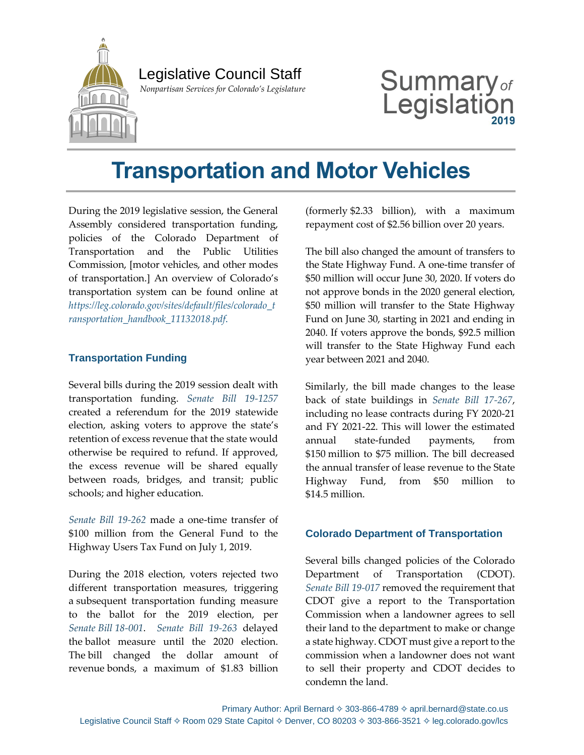Legislative Council Staff

*Nonpartisan Services for Colorado's Legislature*

Summary of Legislation 2019

# Transportation and Motor Vehicles

During the 2019 legislative session, the General Assembly considered transportation funding, policies of the Colorado Department of Transportation and the Public Utilities Commission, [motor vehicles, and other modes of transportation.] An overview of Colorado's transportation system can be found online at *https://leg.colorado.gov/sites/default/files/colorado_transportation_handbook_11132018.pdf.*

## Transportation Funding

Several bills during the 2019 session dealt with transportation funding. *Senate Bill 19-1257* created a referendum for the 2019 statewide election, asking voters to approve the state's retention of excess revenue that the state would otherwise be required to refund. If approved, the excess revenue will be shared equally between roads, bridges, and transit; public schools; and higher education.

*Senate Bill 19-262* made a one-time transfer of $100 million from the General Fund to the Highway Users Tax Fund on July 1, 2019.

During the 2018 election, voters rejected two different transportation measures, triggering a subsequent transportation funding measure to the ballot for the 2019 election, per *Senate Bill 18-001*. *Senate Bill 19-263* delayed the ballot measure until the 2020 election. The bill changed the dollar amount of revenue bonds, a maximum of $1.83 billion (formerly $2.33 billion), with a maximum repayment cost of $2.56 billion over 20 years.

The bill also changed the amount of transfers to the State Highway Fund. A one-time transfer of $50 million will occur June 30, 2020. If voters do not approve bonds in the 2020 general election, $50 million will transfer to the State Highway Fund on June 30, starting in 2021 and ending in 2040. If voters approve the bonds, $92.5 million will transfer to the State Highway Fund each year between 2021 and 2040.

Similarly, the bill made changes to the lease back of state buildings in *Senate Bill 17-267*, including no lease contracts during FY 2020-21 and FY 2021-22. This will lower the estimated annual state-funded payments, from $150 million to $75 million. The bill decreased the annual transfer of lease revenue to the State Highway Fund, from $50 million to $14.5 million.

## Colorado Department of Transportation

Several bills changed policies of the Colorado Department of Transportation (CDOT). *Senate Bill 19-017* removed the requirement that CDOT give a report to the Transportation Commission when a landowner agrees to sell their land to the department to make or change a state highway. CDOT must give a report to the commission when a landowner does not want to sell their property and CDOT decides to condemn the land.

Primary Author: April Bernard ✧ 303-866-4789 ✧ april.bernard@state.co.us
Legislative Council Staff ✧ Room 029 State Capitol ✧ Denver, CO 80203 ✧ 303-866-3521 ✧ leg.colorado.gov/lcs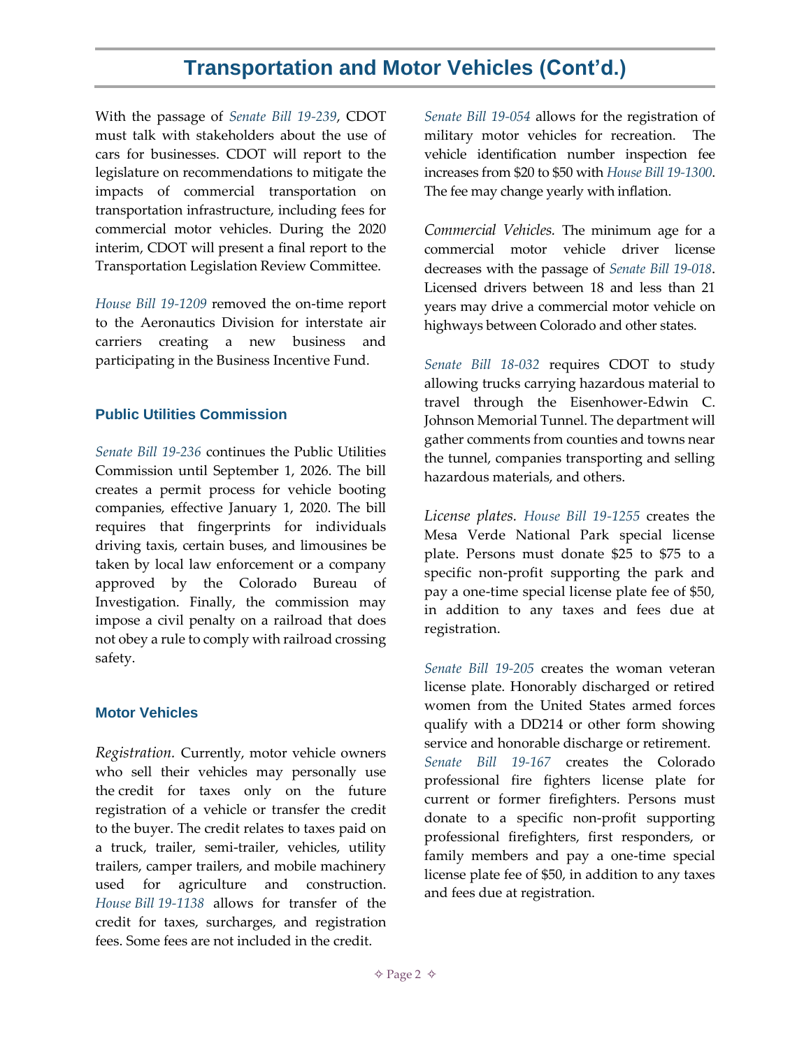# Transportation and Motor Vehicles (Cont'd.)

With the passage of *Senate Bill 19-239*, CDOT must talk with stakeholders about the use of cars for businesses. CDOT will report to the legislature on recommendations to mitigate the impacts of commercial transportation on transportation infrastructure, including fees for commercial motor vehicles. During the 2020 interim, CDOT will present a final report to the Transportation Legislation Review Committee.

*House Bill 19-1209* removed the on-time report to the Aeronautics Division for interstate air carriers creating a new business and participating in the Business Incentive Fund.

### Public Utilities Commission

*Senate Bill 19-236* continues the Public Utilities Commission until September 1, 2026. The bill creates a permit process for vehicle booting companies, effective January 1, 2020. The bill requires that fingerprints for individuals driving taxis, certain buses, and limousines be taken by local law enforcement or a company approved by the Colorado Bureau of Investigation. Finally, the commission may impose a civil penalty on a railroad that does not obey a rule to comply with railroad crossing safety.

### Motor Vehicles

*Registration.* Currently, motor vehicle owners who sell their vehicles may personally use the credit for taxes only on the future registration of a vehicle or transfer the credit to the buyer. The credit relates to taxes paid on a truck, trailer, semi-trailer, vehicles, utility trailers, camper trailers, and mobile machinery used for agriculture and construction. *House Bill 19-1138* allows for transfer of the credit for taxes, surcharges, and registration fees. Some fees are not included in the credit.

*Senate Bill 19-054* allows for the registration of military motor vehicles for recreation. The vehicle identification number inspection fee increases from $20 to $50 with *House Bill 19-1300*. The fee may change yearly with inflation.

*Commercial Vehicles.* The minimum age for a commercial motor vehicle driver license decreases with the passage of *Senate Bill 19-018*. Licensed drivers between 18 and less than 21 years may drive a commercial motor vehicle on highways between Colorado and other states.

*Senate Bill 18-032* requires CDOT to study allowing trucks carrying hazardous material to travel through the Eisenhower-Edwin C. Johnson Memorial Tunnel. The department will gather comments from counties and towns near the tunnel, companies transporting and selling hazardous materials, and others.

*License plates. House Bill 19-1255* creates the Mesa Verde National Park special license plate. Persons must donate $25 to $75 to a specific non-profit supporting the park and pay a one-time special license plate fee of $50, in addition to any taxes and fees due at registration.

*Senate Bill 19-205* creates the woman veteran license plate. Honorably discharged or retired women from the United States armed forces qualify with a DD214 or other form showing service and honorable discharge or retirement. *Senate Bill 19-167* creates the Colorado professional fire fighters license plate for current or former firefighters. Persons must donate to a specific non-profit supporting professional firefighters, first responders, or family members and pay a one-time special license plate fee of $50, in addition to any taxes and fees due at registration.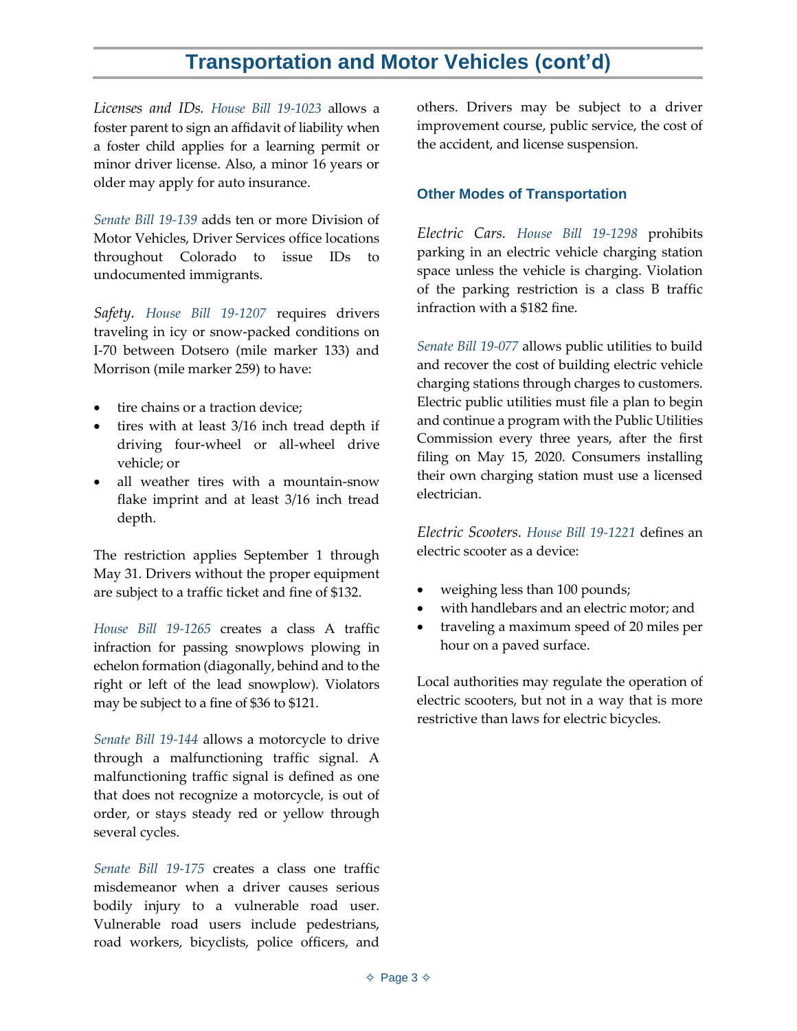# Transportation and Motor Vehicles (cont'd)

*Licenses and IDs. House Bill 19-1023* allows a foster parent to sign an affidavit of liability when a foster child applies for a learning permit or minor driver license. Also, a minor 16 years or older may apply for auto insurance.

*Senate Bill 19-139* adds ten or more Division of Motor Vehicles, Driver Services office locations throughout Colorado to issue IDs to undocumented immigrants.

*Safety. House Bill 19-1207* requires drivers traveling in icy or snow-packed conditions on I-70 between Dotsero (mile marker 133) and Morrison (mile marker 259) to have:

- tire chains or a traction device;
- tires with at least 3/16 inch tread depth if driving four-wheel or all-wheel drive vehicle; or
- all weather tires with a mountain-snow flake imprint and at least 3/16 inch tread depth.

The restriction applies September 1 through May 31. Drivers without the proper equipment are subject to a traffic ticket and fine of $132.

*House Bill 19-1265* creates a class A traffic infraction for passing snowplows plowing in echelon formation (diagonally, behind and to the right or left of the lead snowplow). Violators may be subject to a fine of $36 to $121.

*Senate Bill 19-144* allows a motorcycle to drive through a malfunctioning traffic signal. A malfunctioning traffic signal is defined as one that does not recognize a motorcycle, is out of order, or stays steady red or yellow through several cycles.

*Senate Bill 19-175* creates a class one traffic misdemeanor when a driver causes serious bodily injury to a vulnerable road user. Vulnerable road users include pedestrians, road workers, bicyclists, police officers, and others. Drivers may be subject to a driver improvement course, public service, the cost of the accident, and license suspension.

### Other Modes of Transportation

*Electric Cars. House Bill 19-1298* prohibits parking in an electric vehicle charging station space unless the vehicle is charging. Violation of the parking restriction is a class B traffic infraction with a $182 fine.

*Senate Bill 19-077* allows public utilities to build and recover the cost of building electric vehicle charging stations through charges to customers. Electric public utilities must file a plan to begin and continue a program with the Public Utilities Commission every three years, after the first filing on May 15, 2020. Consumers installing their own charging station must use a licensed electrician.

*Electric Scooters. House Bill 19-1221* defines an electric scooter as a device:

- weighing less than 100 pounds;
- with handlebars and an electric motor; and
- traveling a maximum speed of 20 miles per hour on a paved surface.

Local authorities may regulate the operation of electric scooters, but not in a way that is more restrictive than laws for electric bicycles.